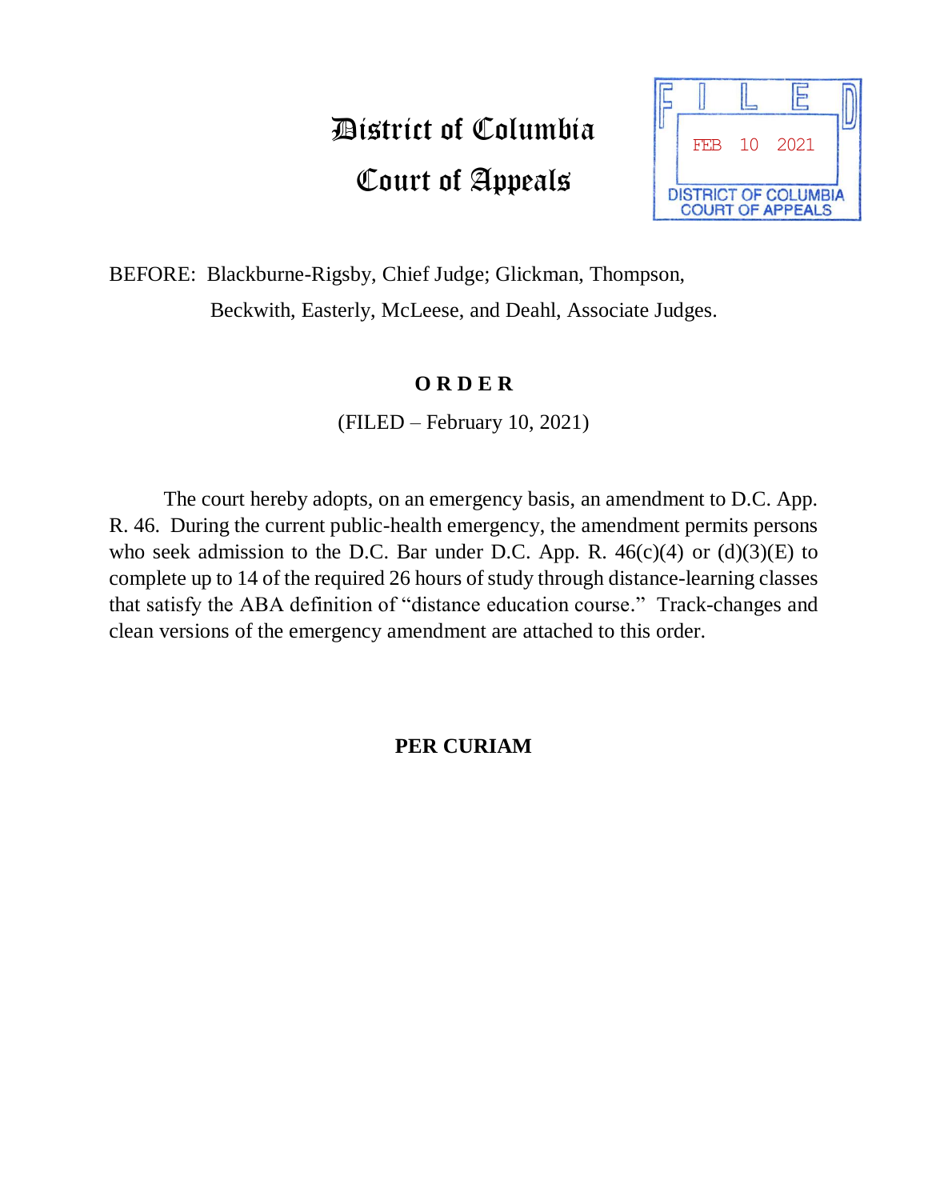# District of Columbia Court of Appeals

FILED
FEB 10 2021
DISTRICT OF COLUMBIA COURT OF APPEALS

BEFORE: Blackburne-Rigsby, Chief Judge; Glickman, Thompson, Beckwith, Easterly, McLeese, and Deahl, Associate Judges.

**O R D E R**

(FILED – February 10, 2021)

The court hereby adopts, on an emergency basis, an amendment to D.C. App. R. 46. During the current public-health emergency, the amendment permits persons who seek admission to the D.C. Bar under D.C. App. R. 46(c)(4) or (d)(3)(E) to complete up to 14 of the required 26 hours of study through distance-learning classes that satisfy the ABA definition of "distance education course." Track-changes and clean versions of the emergency amendment are attached to this order.

**PER CURIAM**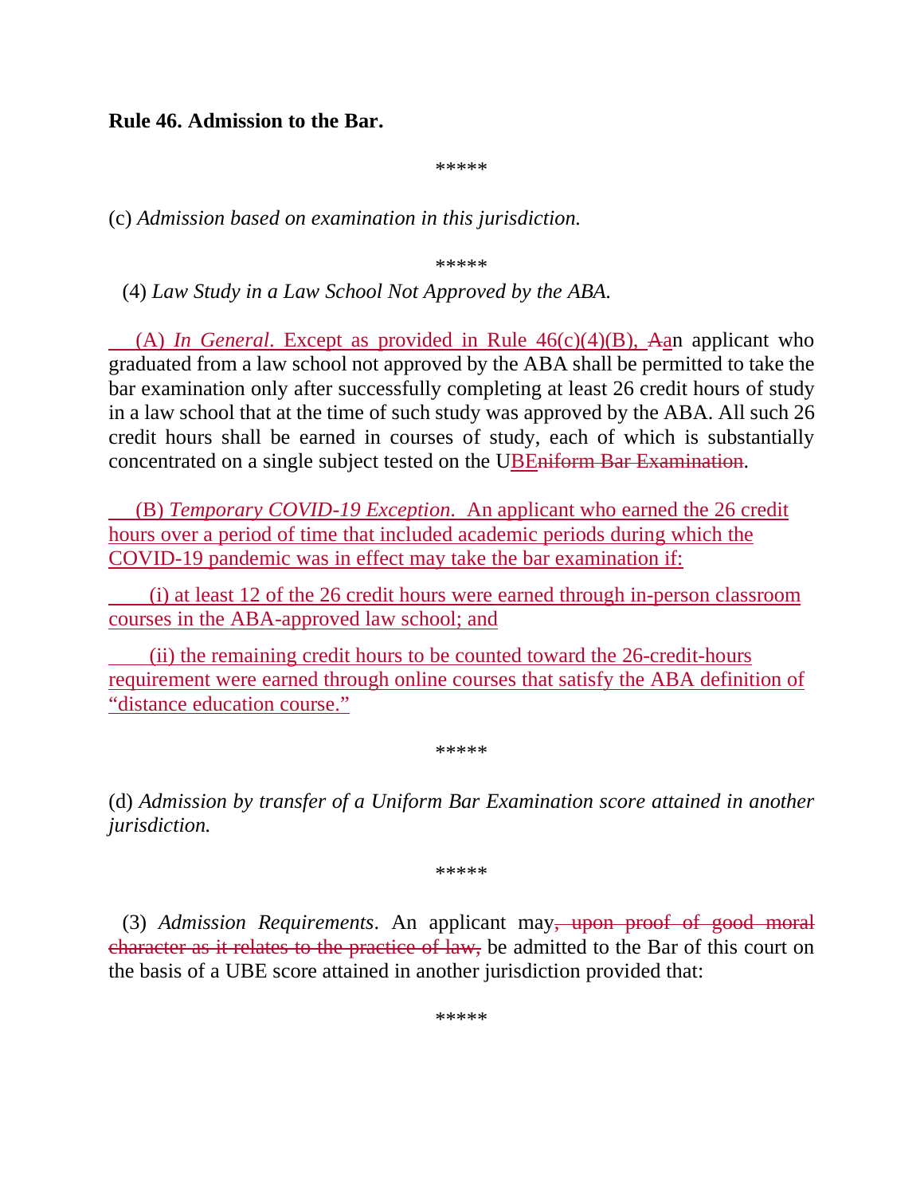**Rule 46. Admission to the Bar.**

\*\*\*\*\*

(c) *Admission based on examination in this jurisdiction.*

\*\*\*\*\*

(4) *Law Study in a Law School Not Approved by the ABA.*

<u>(A) *In General*. Except as provided in Rule 46(c)(4)(B),</u> ~~A~~<u>a</u>n applicant who graduated from a law school not approved by the ABA shall be permitted to take the bar examination only after successfully completing at least 26 credit hours of study in a law school that at the time of such study was approved by the ABA. All such 26 credit hours shall be earned in courses of study, each of which is substantially concentrated on a single subject tested on the U<u>BE</u>~~niform Bar Examination~~.

<u>(B) *Temporary COVID-19 Exception*. An applicant who earned the 26 credit hours over a period of time that included academic periods during which the COVID-19 pandemic was in effect may take the bar examination if:</u>

<u>(i) at least 12 of the 26 credit hours were earned through in-person classroom courses in the ABA-approved law school; and</u>

<u>(ii) the remaining credit hours to be counted toward the 26-credit-hours requirement were earned through online courses that satisfy the ABA definition of "distance education course."</u>

\*\*\*\*\*

(d) *Admission by transfer of a Uniform Bar Examination score attained in another jurisdiction.*

\*\*\*\*\*

(3) *Admission Requirements*. An applicant may~~, upon proof of good moral character as it relates to the practice of law,~~ be admitted to the Bar of this court on the basis of a UBE score attained in another jurisdiction provided that:

\*\*\*\*\*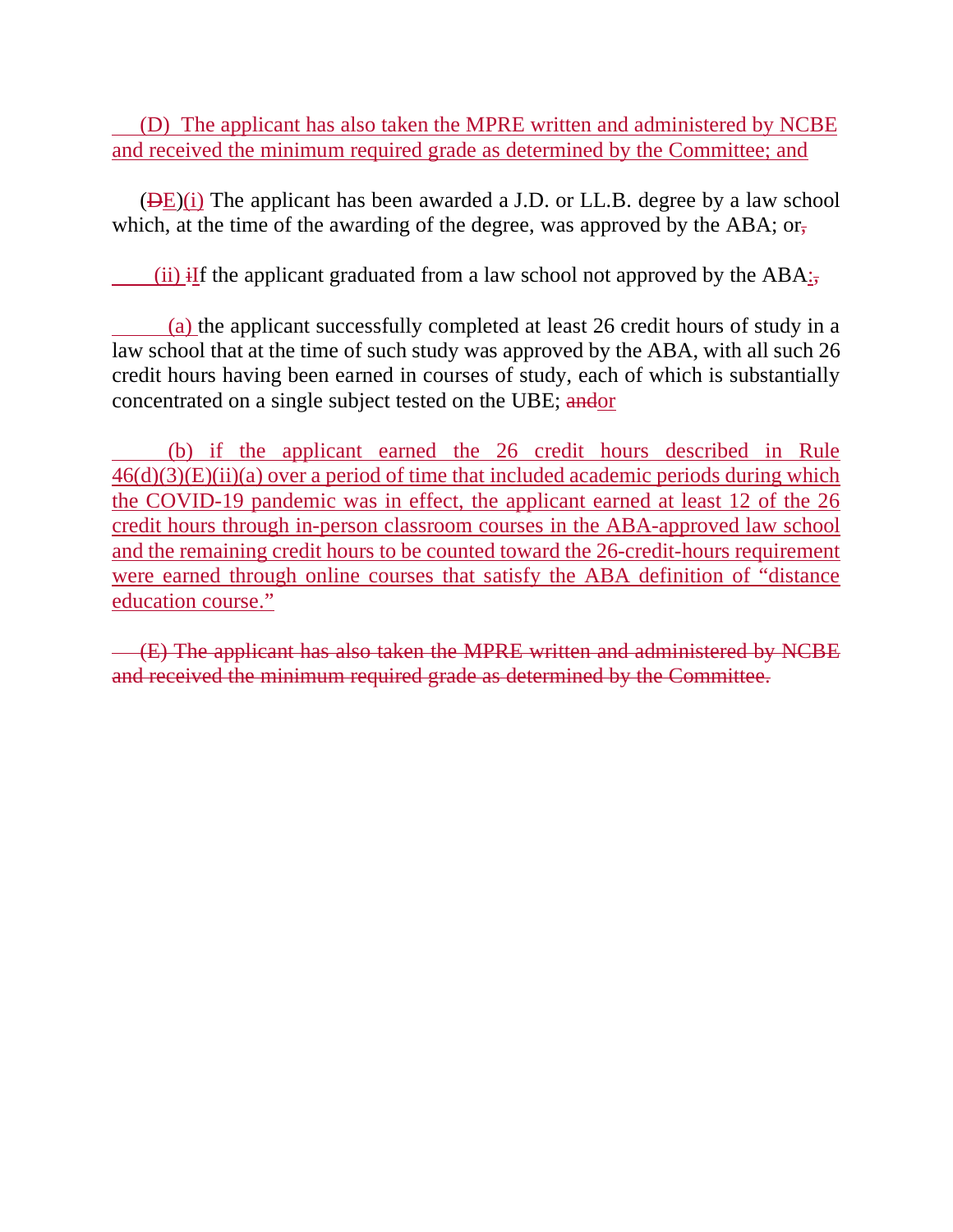(D) The applicant has also taken the MPRE written and administered by NCBE and received the minimum required grade as determined by the Committee; and

(~~D~~E)(i) The applicant has been awarded a J.D. or LL.B. degree by a law school which, at the time of the awarding of the degree, was approved by the ABA; or~~,~~

(ii) ~~i~~If the applicant graduated from a law school not approved by the ABA:~~,~~

(a) the applicant successfully completed at least 26 credit hours of study in a law school that at the time of such study was approved by the ABA, with all such 26 credit hours having been earned in courses of study, each of which is substantially concentrated on a single subject tested on the UBE; ~~and~~or

(b) if the applicant earned the 26 credit hours described in Rule 46(d)(3)(E)(ii)(a) over a period of time that included academic periods during which the COVID-19 pandemic was in effect, the applicant earned at least 12 of the 26 credit hours through in-person classroom courses in the ABA-approved law school and the remaining credit hours to be counted toward the 26-credit-hours requirement were earned through online courses that satisfy the ABA definition of "distance education course."

~~(E) The applicant has also taken the MPRE written and administered by NCBE and received the minimum required grade as determined by the Committee.~~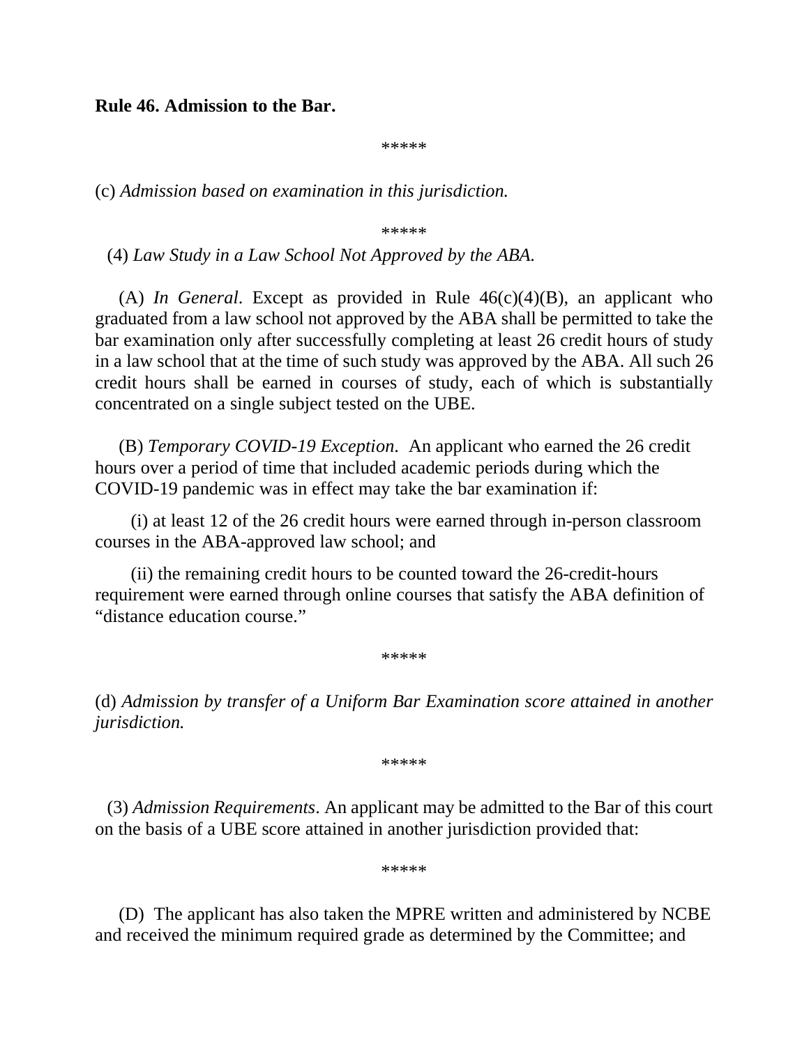**Rule 46. Admission to the Bar.**

\*\*\*\*\*

(c) *Admission based on examination in this jurisdiction.*

\*\*\*\*\*

(4) *Law Study in a Law School Not Approved by the ABA.*

(A) *In General*. Except as provided in Rule 46(c)(4)(B), an applicant who graduated from a law school not approved by the ABA shall be permitted to take the bar examination only after successfully completing at least 26 credit hours of study in a law school that at the time of such study was approved by the ABA. All such 26 credit hours shall be earned in courses of study, each of which is substantially concentrated on a single subject tested on the UBE.

(B) *Temporary COVID-19 Exception*. An applicant who earned the 26 credit hours over a period of time that included academic periods during which the COVID-19 pandemic was in effect may take the bar examination if:

(i) at least 12 of the 26 credit hours were earned through in-person classroom courses in the ABA-approved law school; and

(ii) the remaining credit hours to be counted toward the 26-credit-hours requirement were earned through online courses that satisfy the ABA definition of "distance education course."

\*\*\*\*\*

(d) *Admission by transfer of a Uniform Bar Examination score attained in another jurisdiction.*

\*\*\*\*\*

(3) *Admission Requirements*. An applicant may be admitted to the Bar of this court on the basis of a UBE score attained in another jurisdiction provided that:

\*\*\*\*\*

(D) The applicant has also taken the MPRE written and administered by NCBE and received the minimum required grade as determined by the Committee; and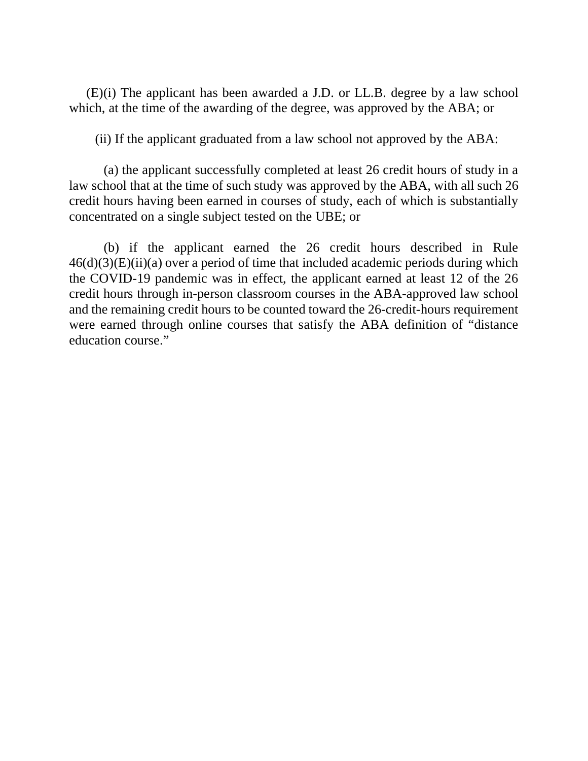(E)(i) The applicant has been awarded a J.D. or LL.B. degree by a law school which, at the time of the awarding of the degree, was approved by the ABA; or

(ii) If the applicant graduated from a law school not approved by the ABA:

(a) the applicant successfully completed at least 26 credit hours of study in a law school that at the time of such study was approved by the ABA, with all such 26 credit hours having been earned in courses of study, each of which is substantially concentrated on a single subject tested on the UBE; or

(b) if the applicant earned the 26 credit hours described in Rule 46(d)(3)(E)(ii)(a) over a period of time that included academic periods during which the COVID-19 pandemic was in effect, the applicant earned at least 12 of the 26 credit hours through in-person classroom courses in the ABA-approved law school and the remaining credit hours to be counted toward the 26-credit-hours requirement were earned through online courses that satisfy the ABA definition of "distance education course."